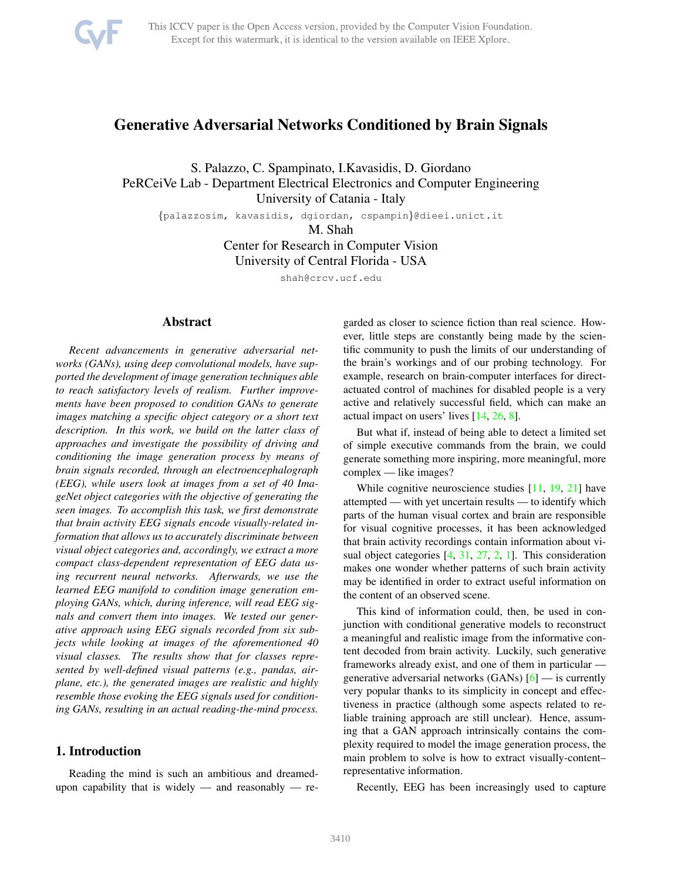# Generative Adversarial Networks Conditioned by Brain Signals

S. Palazzo, C. Spampinato, I.Kavasidis, D. Giordano
PeRCeiVe Lab - Department Electrical Electronics and Computer Engineering
University of Catania - Italy

{palazzosim, kavasidis, dgiordan, cspampin}@dieei.unict.it

M. Shah
Center for Research in Computer Vision
University of Central Florida - USA

shah@crcv.ucf.edu

## Abstract

*Recent advancements in generative adversarial networks (GANs), using deep convolutional models, have supported the development of image generation techniques able to reach satisfactory levels of realism. Further improvements have been proposed to condition GANs to generate images matching a specific object category or a short text description. In this work, we build on the latter class of approaches and investigate the possibility of driving and conditioning the image generation process by means of brain signals recorded, through an electroencephalograph (EEG), while users look at images from a set of 40 ImageNet object categories with the objective of generating the seen images. To accomplish this task, we first demonstrate that brain activity EEG signals encode visually-related information that allows us to accurately discriminate between visual object categories and, accordingly, we extract a more compact class-dependent representation of EEG data using recurrent neural networks. Afterwards, we use the learned EEG manifold to condition image generation employing GANs, which, during inference, will read EEG signals and convert them into images. We tested our generative approach using EEG signals recorded from six subjects while looking at images of the aforementioned 40 visual classes. The results show that for classes represented by well-defined visual patterns (e.g., pandas, airplane, etc.), the generated images are realistic and highly resemble those evoking the EEG signals used for conditioning GANs, resulting in an actual reading-the-mind process.*

## 1. Introduction

Reading the mind is such an ambitious and dreamed-upon capability that is widely — and reasonably — regarded as closer to science fiction than real science. However, little steps are constantly being made by the scientific community to push the limits of our understanding of the brain's workings and of our probing technology. For example, research on brain-computer interfaces for direct-actuated control of machines for disabled people is a very active and relatively successful field, which can make an actual impact on users' lives [14, 26, 8].

But what if, instead of being able to detect a limited set of simple executive commands from the brain, we could generate something more inspiring, more meaningful, more complex — like images?

While cognitive neuroscience studies [11, 19, 21] have attempted — with yet uncertain results — to identify which parts of the human visual cortex and brain are responsible for visual cognitive processes, it has been acknowledged that brain activity recordings contain information about visual object categories [4, 31, 27, 2, 1]. This consideration makes one wonder whether patterns of such brain activity may be identified in order to extract useful information on the content of an observed scene.

This kind of information could, then, be used in conjunction with conditional generative models to reconstruct a meaningful and realistic image from the informative content decoded from brain activity. Luckily, such generative frameworks already exist, and one of them in particular — generative adversarial networks (GANs) [6] — is currently very popular thanks to its simplicity in concept and effectiveness in practice (although some aspects related to reliable training approach are still unclear). Hence, assuming that a GAN approach intrinsically contains the complexity required to model the image generation process, the main problem to solve is how to extract visually-content–representative information.

Recently, EEG has been increasingly used to capture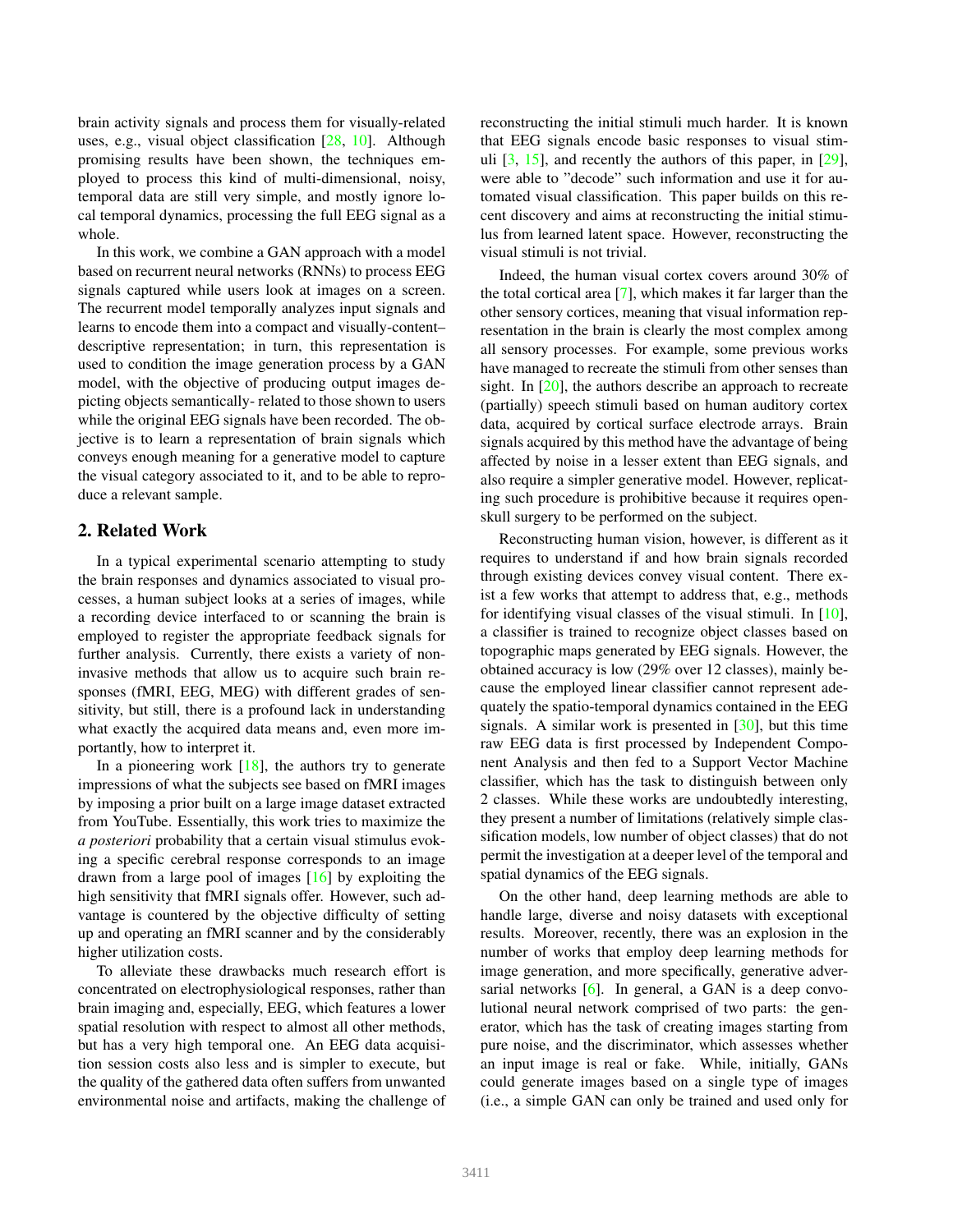brain activity signals and process them for visually-related uses, e.g., visual object classification [28, 10]. Although promising results have been shown, the techniques employed to process this kind of multi-dimensional, noisy, temporal data are still very simple, and mostly ignore local temporal dynamics, processing the full EEG signal as a whole.

In this work, we combine a GAN approach with a model based on recurrent neural networks (RNNs) to process EEG signals captured while users look at images on a screen. The recurrent model temporally analyzes input signals and learns to encode them into a compact and visually-content–descriptive representation; in turn, this representation is used to condition the image generation process by a GAN model, with the objective of producing output images depicting objects semantically- related to those shown to users while the original EEG signals have been recorded. The objective is to learn a representation of brain signals which conveys enough meaning for a generative model to capture the visual category associated to it, and to be able to reproduce a relevant sample.

## 2. Related Work

In a typical experimental scenario attempting to study the brain responses and dynamics associated to visual processes, a human subject looks at a series of images, while a recording device interfaced to or scanning the brain is employed to register the appropriate feedback signals for further analysis. Currently, there exists a variety of non-invasive methods that allow us to acquire such brain responses (fMRI, EEG, MEG) with different grades of sensitivity, but still, there is a profound lack in understanding what exactly the acquired data means and, even more importantly, how to interpret it.

In a pioneering work [18], the authors try to generate impressions of what the subjects see based on fMRI images by imposing a prior built on a large image dataset extracted from YouTube. Essentially, this work tries to maximize the *a posteriori* probability that a certain visual stimulus evoking a specific cerebral response corresponds to an image drawn from a large pool of images [16] by exploiting the high sensitivity that fMRI signals offer. However, such advantage is countered by the objective difficulty of setting up and operating an fMRI scanner and by the considerably higher utilization costs.

To alleviate these drawbacks much research effort is concentrated on electrophysiological responses, rather than brain imaging and, especially, EEG, which features a lower spatial resolution with respect to almost all other methods, but has a very high temporal one. An EEG data acquisition session costs also less and is simpler to execute, but the quality of the gathered data often suffers from unwanted environmental noise and artifacts, making the challenge of reconstructing the initial stimuli much harder. It is known that EEG signals encode basic responses to visual stimuli [3, 15], and recently the authors of this paper, in [29], were able to "decode" such information and use it for automated visual classification. This paper builds on this recent discovery and aims at reconstructing the initial stimulus from learned latent space. However, reconstructing the visual stimuli is not trivial.

Indeed, the human visual cortex covers around 30% of the total cortical area [7], which makes it far larger than the other sensory cortices, meaning that visual information representation in the brain is clearly the most complex among all sensory processes. For example, some previous works have managed to recreate the stimuli from other senses than sight. In [20], the authors describe an approach to recreate (partially) speech stimuli based on human auditory cortex data, acquired by cortical surface electrode arrays. Brain signals acquired by this method have the advantage of being affected by noise in a lesser extent than EEG signals, and also require a simpler generative model. However, replicating such procedure is prohibitive because it requires open-skull surgery to be performed on the subject.

Reconstructing human vision, however, is different as it requires to understand if and how brain signals recorded through existing devices convey visual content. There exist a few works that attempt to address that, e.g., methods for identifying visual classes of the visual stimuli. In [10], a classifier is trained to recognize object classes based on topographic maps generated by EEG signals. However, the obtained accuracy is low (29% over 12 classes), mainly because the employed linear classifier cannot represent adequately the spatio-temporal dynamics contained in the EEG signals. A similar work is presented in [30], but this time raw EEG data is first processed by Independent Component Analysis and then fed to a Support Vector Machine classifier, which has the task to distinguish between only 2 classes. While these works are undoubtedly interesting, they present a number of limitations (relatively simple classification models, low number of object classes) that do not permit the investigation at a deeper level of the temporal and spatial dynamics of the EEG signals.

On the other hand, deep learning methods are able to handle large, diverse and noisy datasets with exceptional results. Moreover, recently, there was an explosion in the number of works that employ deep learning methods for image generation, and more specifically, generative adversarial networks [6]. In general, a GAN is a deep convolutional neural network comprised of two parts: the generator, which has the task of creating images starting from pure noise, and the discriminator, which assesses whether an input image is real or fake. While, initially, GANs could generate images based on a single type of images (i.e., a simple GAN can only be trained and used only for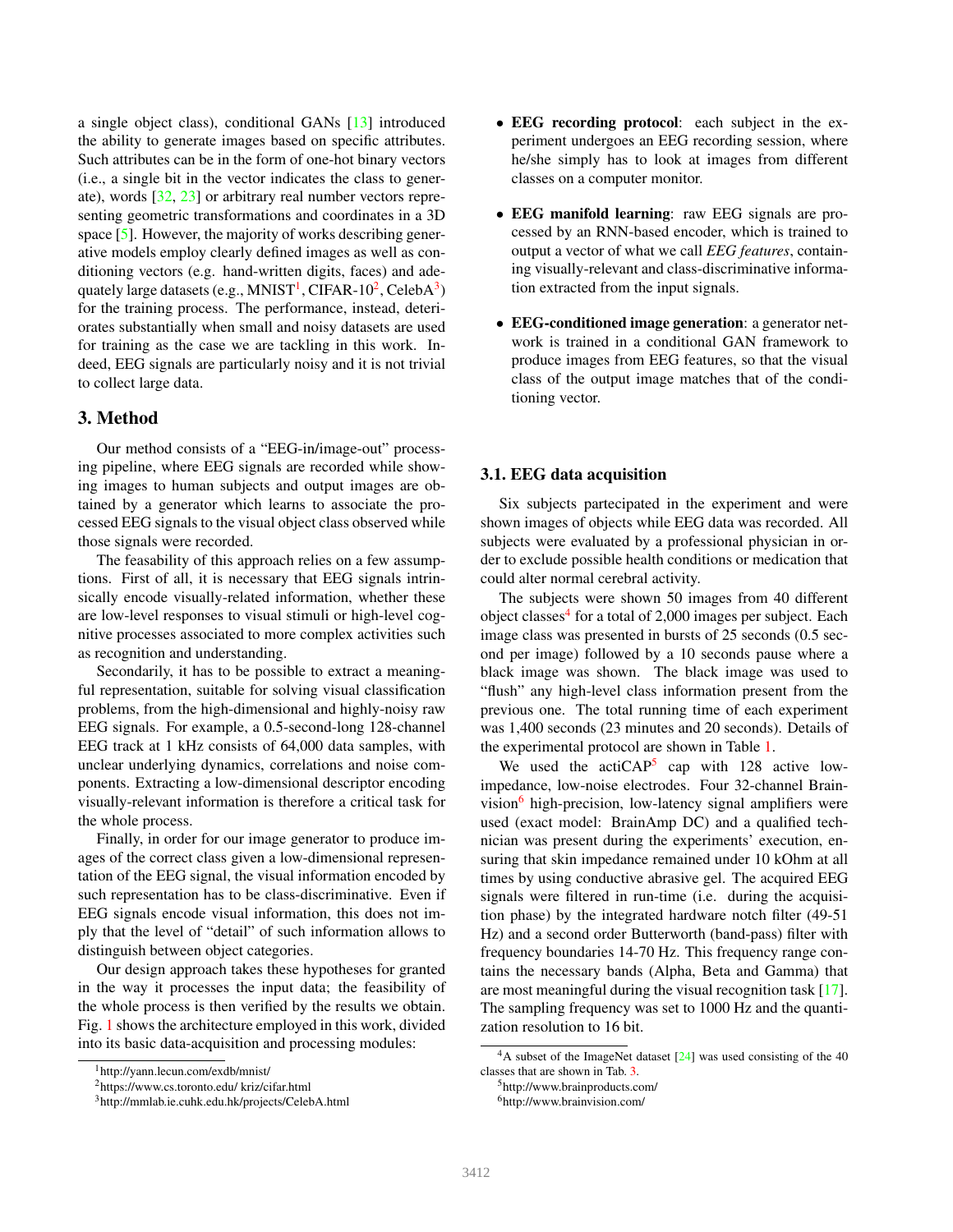a single object class), conditional GANs [13] introduced the ability to generate images based on specific attributes. Such attributes can be in the form of one-hot binary vectors (i.e., a single bit in the vector indicates the class to generate), words [32, 23] or arbitrary real number vectors representing geometric transformations and coordinates in a 3D space [5]. However, the majority of works describing generative models employ clearly defined images as well as conditioning vectors (e.g. hand-written digits, faces) and adequately large datasets (e.g., MNIST[1], CIFAR-10[2], CelebA[3]) for the training process. The performance, instead, deteriorates substantially when small and noisy datasets are used for training as the case we are tackling in this work. Indeed, EEG signals are particularly noisy and it is not trivial to collect large data.

## 3. Method

Our method consists of a "EEG-in/image-out" processing pipeline, where EEG signals are recorded while showing images to human subjects and output images are obtained by a generator which learns to associate the processed EEG signals to the visual object class observed while those signals were recorded.

The feasability of this approach relies on a few assumptions. First of all, it is necessary that EEG signals intrinsically encode visually-related information, whether these are low-level responses to visual stimuli or high-level cognitive processes associated to more complex activities such as recognition and understanding.

Secondarily, it has to be possible to extract a meaningful representation, suitable for solving visual classification problems, from the high-dimensional and highly-noisy raw EEG signals. For example, a 0.5-second-long 128-channel EEG track at 1 kHz consists of 64,000 data samples, with unclear underlying dynamics, correlations and noise components. Extracting a low-dimensional descriptor encoding visually-relevant information is therefore a critical task for the whole process.

Finally, in order for our image generator to produce images of the correct class given a low-dimensional representation of the EEG signal, the visual information encoded by such representation has to be class-discriminative. Even if EEG signals encode visual information, this does not imply that the level of "detail" of such information allows to distinguish between object categories.

Our design approach takes these hypotheses for granted in the way it processes the input data; the feasibility of the whole process is then verified by the results we obtain. Fig. 1 shows the architecture employed in this work, divided into its basic data-acquisition and processing modules:

- **EEG recording protocol**: each subject in the experiment undergoes an EEG recording session, where he/she simply has to look at images from different classes on a computer monitor.
- **EEG manifold learning**: raw EEG signals are processed by an RNN-based encoder, which is trained to output a vector of what we call *EEG features*, containing visually-relevant and class-discriminative information extracted from the input signals.
- **EEG-conditioned image generation**: a generator network is trained in a conditional GAN framework to produce images from EEG features, so that the visual class of the output image matches that of the conditioning vector.

### 3.1. EEG data acquisition

Six subjects partecipated in the experiment and were shown images of objects while EEG data was recorded. All subjects were evaluated by a professional physician in order to exclude possible health conditions or medication that could alter normal cerebral activity.

The subjects were shown 50 images from 40 different object classes[4] for a total of 2,000 images per subject. Each image class was presented in bursts of 25 seconds (0.5 second per image) followed by a 10 seconds pause where a black image was shown. The black image was used to "flush" any high-level class information present from the previous one. The total running time of each experiment was 1,400 seconds (23 minutes and 20 seconds). Details of the experimental protocol are shown in Table 1.

We used the actiCAP[5] cap with 128 active low-impedance, low-noise electrodes. Four 32-channel Brainvision[6] high-precision, low-latency signal amplifiers were used (exact model: BrainAmp DC) and a qualified technician was present during the experiments' execution, ensuring that skin impedance remained under 10 kOhm at all times by using conductive abrasive gel. The acquired EEG signals were filtered in run-time (i.e. during the acquisition phase) by the integrated hardware notch filter (49-51 Hz) and a second order Butterworth (band-pass) filter with frequency boundaries 14-70 Hz. This frequency range contains the necessary bands (Alpha, Beta and Gamma) that are most meaningful during the visual recognition task [17]. The sampling frequency was set to 1000 Hz and the quantization resolution to 16 bit.

---

[1] http://yann.lecun.com/exdb/mnist/

[2] https://www.cs.toronto.edu/ kriz/cifar.html

[3] http://mmlab.ie.cuhk.edu.hk/projects/CelebA.html

[4] A subset of the ImageNet dataset [24] was used consisting of the 40 classes that are shown in Tab. 3.

[5] http://www.brainproducts.com/

[6] http://www.brainvision.com/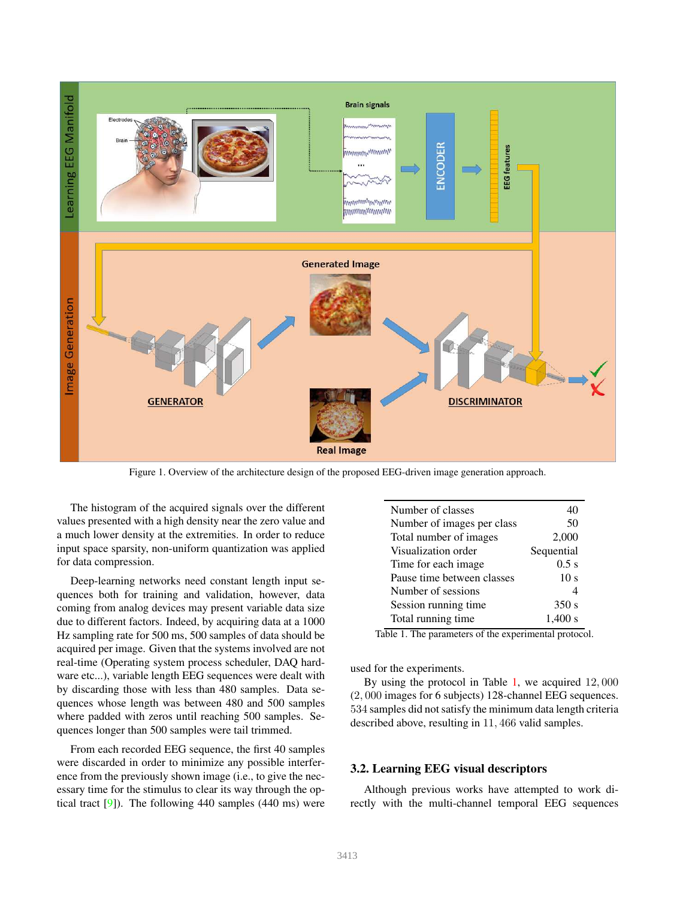Figure 1. Overview of the architecture design of the proposed EEG-driven image generation approach.

The histogram of the acquired signals over the different values presented with a high density near the zero value and a much lower density at the extremities. In order to reduce input space sparsity, non-uniform quantization was applied for data compression.

Deep-learning networks need constant length input sequences both for training and validation, however, data coming from analog devices may present variable data size due to different factors. Indeed, by acquiring data at a 1000 Hz sampling rate for 500 ms, 500 samples of data should be acquired per image. Given that the systems involved are not real-time (Operating system process scheduler, DAQ hardware etc...), variable length EEG sequences were dealt with by discarding those with less than 480 samples. Data sequences whose length was between 480 and 500 samples where padded with zeros until reaching 500 samples. Sequences longer than 500 samples were tail trimmed.

From each recorded EEG sequence, the first 40 samples were discarded in order to minimize any possible interference from the previously shown image (i.e., to give the necessary time for the stimulus to clear its way through the optical tract [9]). The following 440 samples (440 ms) were used for the experiments.

| | |
|---|---|
| Number of classes | 40 |
| Number of images per class | 50 |
| Total number of images | 2,000 |
| Visualization order | Sequential |
| Time for each image | 0.5 s |
| Pause time between classes | 10 s |
| Number of sessions | 4 |
| Session running time | 350 s |
| Total running time | 1,400 s |

Table 1. The parameters of the experimental protocol.

By using the protocol in Table 1, we acquired $12,000$ ($2,000$ images for 6 subjects) 128-channel EEG sequences. $534$ samples did not satisfy the minimum data length criteria described above, resulting in $11,466$ valid samples.

### 3.2. Learning EEG visual descriptors

Although previous works have attempted to work directly with the multi-channel temporal EEG sequences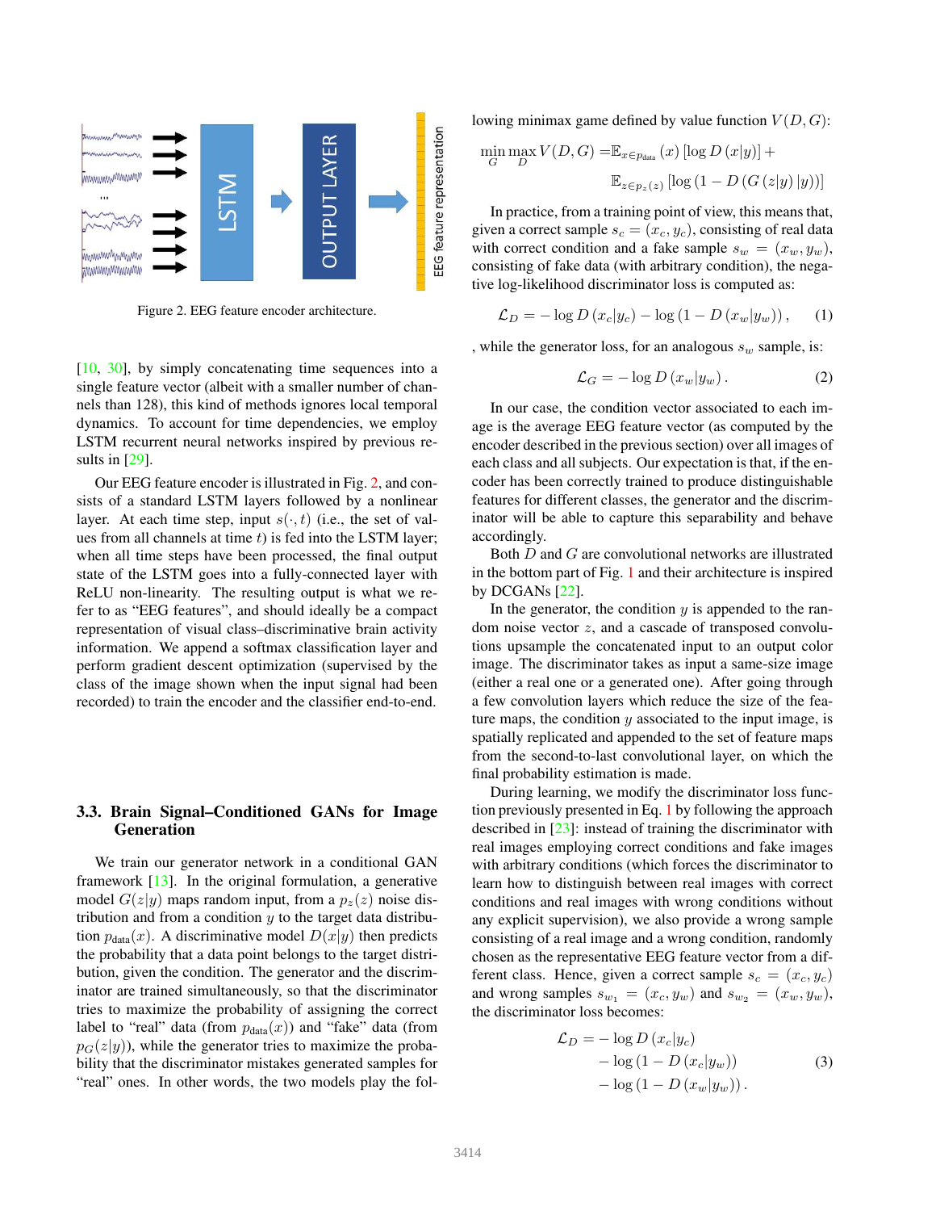Figure 2. EEG feature encoder architecture.

[10, 30], by simply concatenating time sequences into a single feature vector (albeit with a smaller number of channels than 128), this kind of methods ignores local temporal dynamics. To account for time dependencies, we employ LSTM recurrent neural networks inspired by previous results in [29].

Our EEG feature encoder is illustrated in Fig. 2, and consists of a standard LSTM layers followed by a nonlinear layer. At each time step, input $s(\cdot, t)$ (i.e., the set of values from all channels at time $t$) is fed into the LSTM layer; when all time steps have been processed, the final output state of the LSTM goes into a fully-connected layer with ReLU non-linearity. The resulting output is what we refer to as "EEG features", and should ideally be a compact representation of visual class–discriminative brain activity information. We append a softmax classification layer and perform gradient descent optimization (supervised by the class of the image shown when the input signal had been recorded) to train the encoder and the classifier end-to-end.

### 3.3. Brain Signal–Conditioned GANs for Image Generation

We train our generator network in a conditional GAN framework [13]. In the original formulation, a generative model $G(z|y)$ maps random input, from a $p_z(z)$ noise distribution and from a condition $y$ to the target data distribution $p_{\text{data}}(x)$. A discriminative model $D(x|y)$ then predicts the probability that a data point belongs to the target distribution, given the condition. The generator and the discriminator are trained simultaneously, so that the discriminator tries to maximize the probability of assigning the correct label to "real" data (from $p_{\text{data}}(x)$) and "fake" data (from $p_G(z|y)$), while the generator tries to maximize the probability that the discriminator mistakes generated samples for "real" ones. In other words, the two models play the following minimax game defined by value function $V(D, G)$:

$$
\min_G \max_D V(D, G) = \mathbb{E}_{x \in p_{\text{data}}}(x) \left[\log D(x|y)\right] + \mathbb{E}_{z \in p_z(z)} \left[\log\left(1 - D\left(G\left(z|y\right)|y\right)\right)\right]
$$

In practice, from a training point of view, this means that, given a correct sample $s_c = (x_c, y_c)$, consisting of real data with correct condition and a fake sample $s_w = (x_w, y_w)$, consisting of fake data (with arbitrary condition), the negative log-likelihood discriminator loss is computed as:

$$
\mathcal{L}_D = -\log D\left(x_c|y_c\right) - \log\left(1 - D\left(x_w|y_w\right)\right), \tag{1}
$$

, while the generator loss, for an analogous $s_w$ sample, is:

$$
\mathcal{L}_G = -\log D\left(x_w|y_w\right). \tag{2}
$$

In our case, the condition vector associated to each image is the average EEG feature vector (as computed by the encoder described in the previous section) over all images of each class and all subjects. Our expectation is that, if the encoder has been correctly trained to produce distinguishable features for different classes, the generator and the discriminator will be able to capture this separability and behave accordingly.

Both $D$ and $G$ are convolutional networks are illustrated in the bottom part of Fig. 1 and their architecture is inspired by DCGANs [22].

In the generator, the condition $y$ is appended to the random noise vector $z$, and a cascade of transposed convolutions upsample the concatenated input to an output color image. The discriminator takes as input a same-size image (either a real one or a generated one). After going through a few convolution layers which reduce the size of the feature maps, the condition $y$ associated to the input image, is spatially replicated and appended to the set of feature maps from the second-to-last convolutional layer, on which the final probability estimation is made.

During learning, we modify the discriminator loss function previously presented in Eq. 1 by following the approach described in [23]: instead of training the discriminator with real images employing correct conditions and fake images with arbitrary conditions (which forces the discriminator to learn how to distinguish between real images with correct conditions and real images with wrong conditions without any explicit supervision), we also provide a wrong sample consisting of a real image and a wrong condition, randomly chosen as the representative EEG feature vector from a different class. Hence, given a correct sample $s_c = (x_c, y_c)$ and wrong samples $s_{w_1} = (x_c, y_w)$ and $s_{w_2} = (x_w, y_w)$, the discriminator loss becomes:

$$
\begin{aligned}
\mathcal{L}_D = &- \log D\left(x_c|y_c\right) \\
&- \log\left(1 - D\left(x_c|y_w\right)\right) \\
&- \log\left(1 - D\left(x_w|y_w\right)\right).
\end{aligned} \tag{3}
$$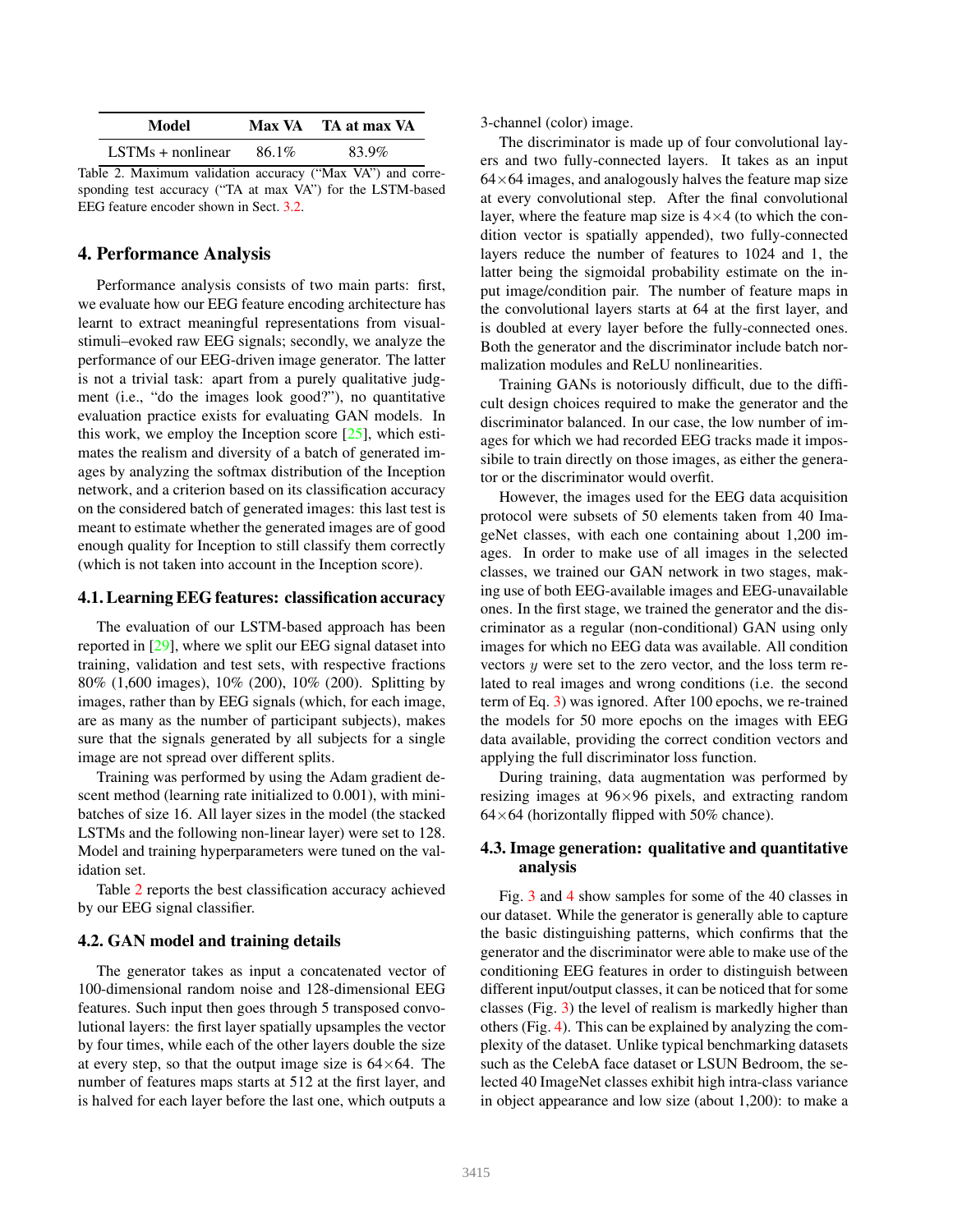| Model | Max VA | TA at max VA |
| --- | --- | --- |
| LSTMs + nonlinear | 86.1% | 83.9% |

Table 2. Maximum validation accuracy ("Max VA") and corresponding test accuracy ("TA at max VA") for the LSTM-based EEG feature encoder shown in Sect. 3.2.

## 4. Performance Analysis

Performance analysis consists of two main parts: first, we evaluate how our EEG feature encoding architecture has learnt to extract meaningful representations from visual-stimuli–evoked raw EEG signals; secondly, we analyze the performance of our EEG-driven image generator. The latter is not a trivial task: apart from a purely qualitative judgment (i.e., "do the images look good?"), no quantitative evaluation practice exists for evaluating GAN models. In this work, we employ the Inception score [25], which estimates the realism and diversity of a batch of generated images by analyzing the softmax distribution of the Inception network, and a criterion based on its classification accuracy on the considered batch of generated images: this last test is meant to estimate whether the generated images are of good enough quality for Inception to still classify them correctly (which is not taken into account in the Inception score).

### 4.1. Learning EEG features: classification accuracy

The evaluation of our LSTM-based approach has been reported in [29], where we split our EEG signal dataset into training, validation and test sets, with respective fractions 80% (1,600 images), 10% (200), 10% (200). Splitting by images, rather than by EEG signals (which, for each image, are as many as the number of participant subjects), makes sure that the signals generated by all subjects for a single image are not spread over different splits.

Training was performed by using the Adam gradient descent method (learning rate initialized to 0.001), with mini-batches of size 16. All layer sizes in the model (the stacked LSTMs and the following non-linear layer) were set to 128. Model and training hyperparameters were tuned on the validation set.

Table 2 reports the best classification accuracy achieved by our EEG signal classifier.

### 4.2. GAN model and training details

The generator takes as input a concatenated vector of 100-dimensional random noise and 128-dimensional EEG features. Such input then goes through 5 transposed convolutional layers: the first layer spatially upsamples the vector by four times, while each of the other layers double the size at every step, so that the output image size is $64\times64$. The number of features maps starts at 512 at the first layer, and is halved for each layer before the last one, which outputs a 3-channel (color) image.

The discriminator is made up of four convolutional layers and two fully-connected layers. It takes as an input $64\times64$ images, and analogously halves the feature map size at every convolutional step. After the final convolutional layer, where the feature map size is $4\times4$ (to which the condition vector is spatially appended), two fully-connected layers reduce the number of features to 1024 and 1, the latter being the sigmoidal probability estimate on the input image/condition pair. The number of feature maps in the convolutional layers starts at 64 at the first layer, and is doubled at every layer before the fully-connected ones. Both the generator and the discriminator include batch normalization modules and ReLU nonlinearities.

Training GANs is notoriously difficult, due to the difficult design choices required to make the generator and the discriminator balanced. In our case, the low number of images for which we had recorded EEG tracks made it impossibile to train directly on those images, as either the generator or the discriminator would overfit.

However, the images used for the EEG data acquisition protocol were subsets of 50 elements taken from 40 ImageNet classes, with each one containing about 1,200 images. In order to make use of all images in the selected classes, we trained our GAN network in two stages, making use of both EEG-available images and EEG-unavailable ones. In the first stage, we trained the generator and the discriminator as a regular (non-conditional) GAN using only images for which no EEG data was available. All condition vectors $y$ were set to the zero vector, and the loss term related to real images and wrong conditions (i.e. the second term of Eq. 3) was ignored. After 100 epochs, we re-trained the models for 50 more epochs on the images with EEG data available, providing the correct condition vectors and applying the full discriminator loss function.

During training, data augmentation was performed by resizing images at $96\times96$ pixels, and extracting random $64\times64$ (horizontally flipped with 50% chance).

### 4.3. Image generation: qualitative and quantitative analysis

Fig. 3 and 4 show samples for some of the 40 classes in our dataset. While the generator is generally able to capture the basic distinguishing patterns, which confirms that the generator and the discriminator were able to make use of the conditioning EEG features in order to distinguish between different input/output classes, it can be noticed that for some classes (Fig. 3) the level of realism is markedly higher than others (Fig. 4). This can be explained by analyzing the complexity of the dataset. Unlike typical benchmarking datasets such as the CelebA face dataset or LSUN Bedroom, the selected 40 ImageNet classes exhibit high intra-class variance in object appearance and low size (about 1,200): to make a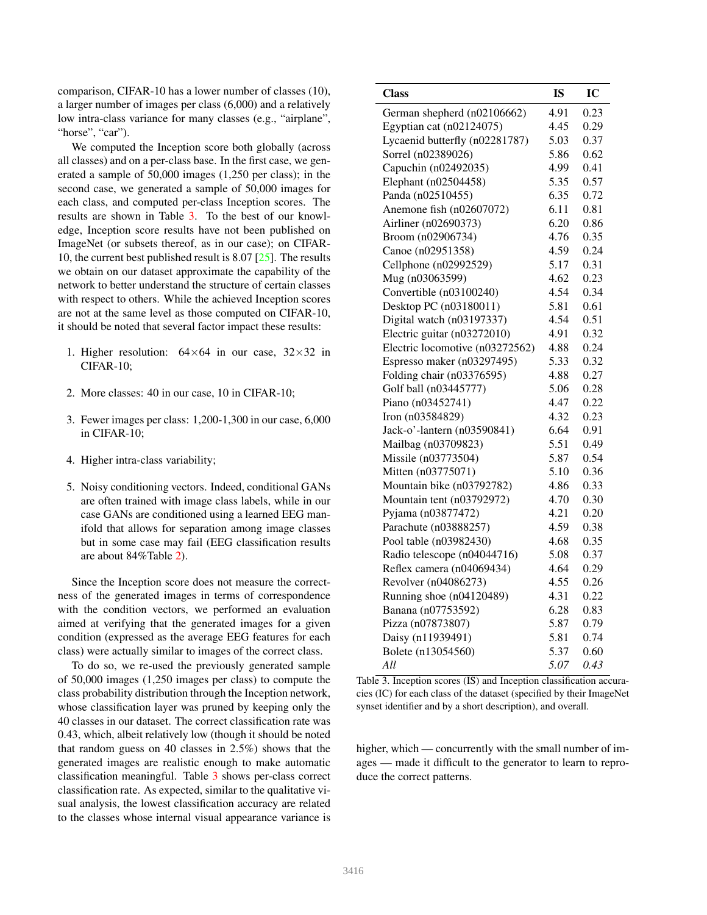comparison, CIFAR-10 has a lower number of classes (10), a larger number of images per class (6,000) and a relatively low intra-class variance for many classes (e.g., "airplane", "horse", "car").

We computed the Inception score both globally (across all classes) and on a per-class base. In the first case, we generated a sample of 50,000 images (1,250 per class); in the second case, we generated a sample of 50,000 images for each class, and computed per-class Inception scores. The results are shown in Table 3. To the best of our knowledge, Inception score results have not been published on ImageNet (or subsets thereof, as in our case); on CIFAR-10, the current best published result is 8.07 [25]. The results we obtain on our dataset approximate the capability of the network to better understand the structure of certain classes with respect to others. While the achieved Inception scores are not at the same level as those computed on CIFAR-10, it should be noted that several factor impact these results:

1. Higher resolution: $64\times64$ in our case, $32\times32$ in CIFAR-10;
2. More classes: 40 in our case, 10 in CIFAR-10;
3. Fewer images per class: 1,200-1,300 in our case, 6,000 in CIFAR-10;
4. Higher intra-class variability;
5. Noisy conditioning vectors. Indeed, conditional GANs are often trained with image class labels, while in our case GANs are conditioned using a learned EEG manifold that allows for separation among image classes but in some case may fail (EEG classification results are about 84%Table 2).

Since the Inception score does not measure the correctness of the generated images in terms of correspondence with the condition vectors, we performed an evaluation aimed at verifying that the generated images for a given condition (expressed as the average EEG features for each class) were actually similar to images of the correct class.

To do so, we re-used the previously generated sample of 50,000 images (1,250 images per class) to compute the class probability distribution through the Inception network, whose classification layer was pruned by keeping only the 40 classes in our dataset. The correct classification rate was 0.43, which, albeit relatively low (though it should be noted that random guess on 40 classes in 2.5%) shows that the generated images are realistic enough to make automatic classification meaningful. Table 3 shows per-class correct classification rate. As expected, similar to the qualitative visual analysis, the lowest classification accuracy are related to the classes whose internal visual appearance variance is higher, which — concurrently with the small number of images — made it difficult to the generator to learn to reproduce the correct patterns.

| **Class** | **IS** | **IC** |
|---|---|---|
| German shepherd (n02106662) | 4.91 | 0.23 |
| Egyptian cat (n02124075) | 4.45 | 0.29 |
| Lycaenid butterfly (n02281787) | 5.03 | 0.37 |
| Sorrel (n02389026) | 5.86 | 0.62 |
| Capuchin (n02492035) | 4.99 | 0.41 |
| Elephant (n02504458) | 5.35 | 0.57 |
| Panda (n02510455) | 6.35 | 0.72 |
| Anemone fish (n02607072) | 6.11 | 0.81 |
| Airliner (n02690373) | 6.20 | 0.86 |
| Broom (n02906734) | 4.76 | 0.35 |
| Canoe (n02951358) | 4.59 | 0.24 |
| Cellphone (n02992529) | 5.17 | 0.31 |
| Mug (n03063599) | 4.62 | 0.23 |
| Convertible (n03100240) | 4.54 | 0.34 |
| Desktop PC (n03180011) | 5.81 | 0.61 |
| Digital watch (n03197337) | 4.54 | 0.51 |
| Electric guitar (n03272010) | 4.91 | 0.32 |
| Electric locomotive (n03272562) | 4.88 | 0.24 |
| Espresso maker (n03297495) | 5.33 | 0.32 |
| Folding chair (n03376595) | 4.88 | 0.27 |
| Golf ball (n03445777) | 5.06 | 0.28 |
| Piano (n03452741) | 4.47 | 0.22 |
| Iron (n03584829) | 4.32 | 0.23 |
| Jack-o'-lantern (n03590841) | 6.64 | 0.91 |
| Mailbag (n03709823) | 5.51 | 0.49 |
| Missile (n03773504) | 5.87 | 0.54 |
| Mitten (n03775071) | 5.10 | 0.36 |
| Mountain bike (n03792782) | 4.86 | 0.33 |
| Mountain tent (n03792972) | 4.70 | 0.30 |
| Pyjama (n03877472) | 4.21 | 0.20 |
| Parachute (n03888257) | 4.59 | 0.38 |
| Pool table (n03982430) | 4.68 | 0.35 |
| Radio telescope (n04044716) | 5.08 | 0.37 |
| Reflex camera (n04069434) | 4.64 | 0.29 |
| Revolver (n04086273) | 4.55 | 0.26 |
| Running shoe (n04120489) | 4.31 | 0.22 |
| Banana (n07753592) | 6.28 | 0.83 |
| Pizza (n07873807) | 5.87 | 0.79 |
| Daisy (n11939491) | 5.81 | 0.74 |
| Bolete (n13054560) | 5.37 | 0.60 |
| *All* | *5.07* | *0.43* |

Table 3. Inception scores (IS) and Inception classification accuracies (IC) for each class of the dataset (specified by their ImageNet synset identifier and by a short description), and overall.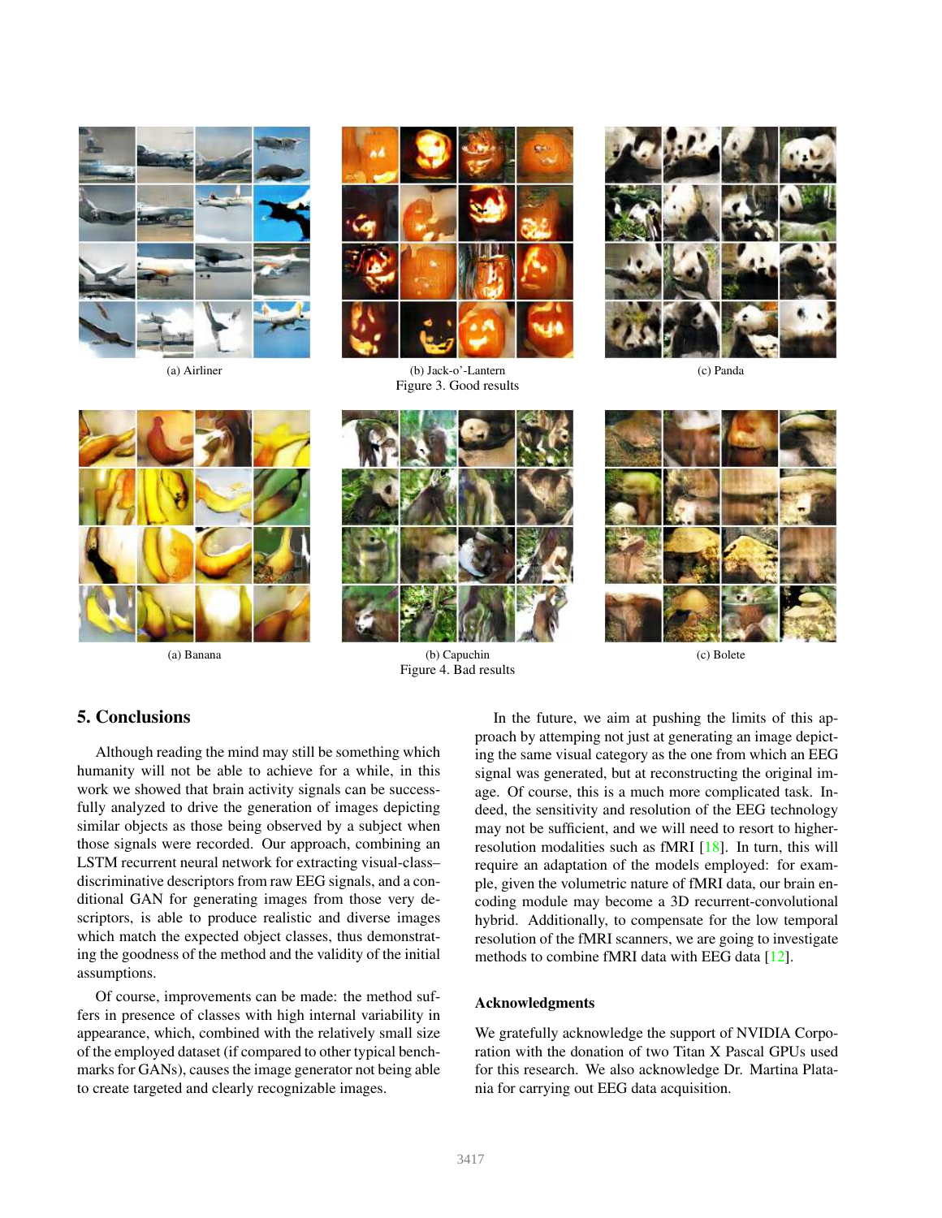(a) Airliner

(b) Jack-o'-Lantern

(c) Panda

Figure 3. Good results

(a) Banana

(b) Capuchin

(c) Bolete

Figure 4. Bad results

## 5. Conclusions

Although reading the mind may still be something which humanity will not be able to achieve for a while, in this work we showed that brain activity signals can be successfully analyzed to drive the generation of images depicting similar objects as those being observed by a subject when those signals were recorded. Our approach, combining an LSTM recurrent neural network for extracting visual-class–discriminative descriptors from raw EEG signals, and a conditional GAN for generating images from those very descriptors, is able to produce realistic and diverse images which match the expected object classes, thus demonstrating the goodness of the method and the validity of the initial assumptions.

Of course, improvements can be made: the method suffers in presence of classes with high internal variability in appearance, which, combined with the relatively small size of the employed dataset (if compared to other typical benchmarks for GANs), causes the image generator not being able to create targeted and clearly recognizable images.

In the future, we aim at pushing the limits of this approach by attemping not just at generating an image depicting the same visual category as the one from which an EEG signal was generated, but at reconstructing the original image. Of course, this is a much more complicated task. Indeed, the sensitivity and resolution of the EEG technology may not be sufficient, and we will need to resort to higher-resolution modalities such as fMRI [18]. In turn, this will require an adaptation of the models employed: for example, given the volumetric nature of fMRI data, our brain encoding module may become a 3D recurrent-convolutional hybrid. Additionally, to compensate for the low temporal resolution of the fMRI scanners, we are going to investigate methods to combine fMRI data with EEG data [12].

### Acknowledgments

We gratefully acknowledge the support of NVIDIA Corporation with the donation of two Titan X Pascal GPUs used for this research. We also acknowledge Dr. Martina Platania for carrying out EEG data acquisition.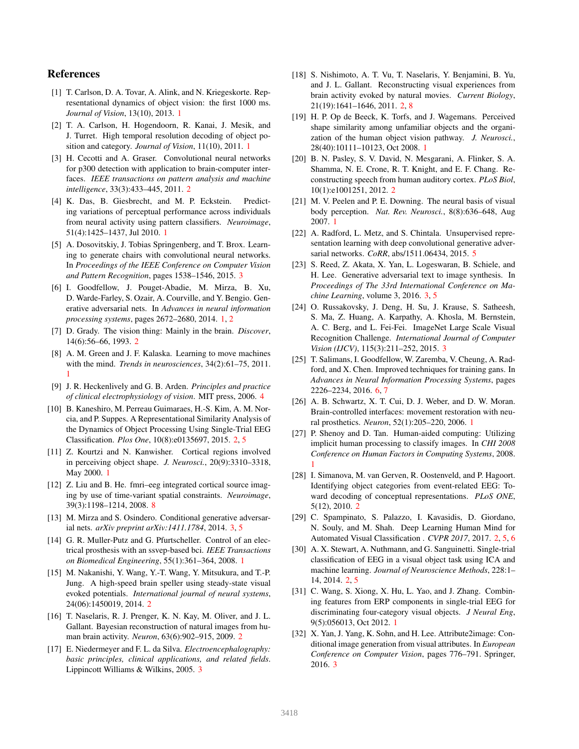## References

[1] T. Carlson, D. A. Tovar, A. Alink, and N. Kriegeskorte. Representational dynamics of object vision: the first 1000 ms. *Journal of Vision*, 13(10), 2013. 1

[2] T. A. Carlson, H. Hogendoorn, R. Kanai, J. Mesik, and J. Turret. High temporal resolution decoding of object position and category. *Journal of Vision*, 11(10), 2011. 1

[3] H. Cecotti and A. Graser. Convolutional neural networks for p300 detection with application to brain-computer interfaces. *IEEE transactions on pattern analysis and machine intelligence*, 33(3):433–445, 2011. 2

[4] K. Das, B. Giesbrecht, and M. P. Eckstein. Predicting variations of perceptual performance across individuals from neural activity using pattern classifiers. *Neuroimage*, 51(4):1425–1437, Jul 2010. 1

[5] A. Dosovitskiy, J. Tobias Springenberg, and T. Brox. Learning to generate chairs with convolutional neural networks. In *Proceedings of the IEEE Conference on Computer Vision and Pattern Recognition*, pages 1538–1546, 2015. 3

[6] I. Goodfellow, J. Pouget-Abadie, M. Mirza, B. Xu, D. Warde-Farley, S. Ozair, A. Courville, and Y. Bengio. Generative adversarial nets. In *Advances in neural information processing systems*, pages 2672–2680, 2014. 1, 2

[7] D. Grady. The vision thing: Mainly in the brain. *Discover*, 14(6):56–66, 1993. 2

[8] A. M. Green and J. F. Kalaska. Learning to move machines with the mind. *Trends in neurosciences*, 34(2):61–75, 2011. 1

[9] J. R. Heckenlively and G. B. Arden. *Principles and practice of clinical electrophysiology of vision*. MIT press, 2006. 4

[10] B. Kaneshiro, M. Perreau Guimaraes, H.-S. Kim, A. M. Norcia, and P. Suppes. A Representational Similarity Analysis of the Dynamics of Object Processing Using Single-Trial EEG Classification. *Plos One*, 10(8):e0135697, 2015. 2, 5

[11] Z. Kourtzi and N. Kanwisher. Cortical regions involved in perceiving object shape. *J. Neurosci.*, 20(9):3310–3318, May 2000. 1

[12] Z. Liu and B. He. fmri–eeg integrated cortical source imaging by use of time-variant spatial constraints. *Neuroimage*, 39(3):1198–1214, 2008. 8

[13] M. Mirza and S. Osindero. Conditional generative adversarial nets. *arXiv preprint arXiv:1411.1784*, 2014. 3, 5

[14] G. R. Muller-Putz and G. Pfurtscheller. Control of an electrical prosthesis with an ssvep-based bci. *IEEE Transactions on Biomedical Engineering*, 55(1):361–364, 2008. 1

[15] M. Nakanishi, Y. Wang, Y.-T. Wang, Y. Mitsukura, and T.-P. Jung. A high-speed brain speller using steady-state visual evoked potentials. *International journal of neural systems*, 24(06):1450019, 2014. 2

[16] T. Naselaris, R. J. Prenger, K. N. Kay, M. Oliver, and J. L. Gallant. Bayesian reconstruction of natural images from human brain activity. *Neuron*, 63(6):902–915, 2009. 2

[17] E. Niedermeyer and F. L. da Silva. *Electroencephalography: basic principles, clinical applications, and related fields*. Lippincott Williams & Wilkins, 2005. 3

[18] S. Nishimoto, A. T. Vu, T. Naselaris, Y. Benjamini, B. Yu, and J. L. Gallant. Reconstructing visual experiences from brain activity evoked by natural movies. *Current Biology*, 21(19):1641–1646, 2011. 2, 8

[19] H. P. Op de Beeck, K. Torfs, and J. Wagemans. Perceived shape similarity among unfamiliar objects and the organization of the human object vision pathway. *J. Neurosci.*, 28(40):10111–10123, Oct 2008. 1

[20] B. N. Pasley, S. V. David, N. Mesgarani, A. Flinker, S. A. Shamma, N. E. Crone, R. T. Knight, and E. F. Chang. Reconstructing speech from human auditory cortex. *PLoS Biol*, 10(1):e1001251, 2012. 2

[21] M. V. Peelen and P. E. Downing. The neural basis of visual body perception. *Nat. Rev. Neurosci.*, 8(8):636–648, Aug 2007. 1

[22] A. Radford, L. Metz, and S. Chintala. Unsupervised representation learning with deep convolutional generative adversarial networks. *CoRR*, abs/1511.06434, 2015. 5

[23] S. Reed, Z. Akata, X. Yan, L. Logeswaran, B. Schiele, and H. Lee. Generative adversarial text to image synthesis. In *Proceedings of The 33rd International Conference on Machine Learning*, volume 3, 2016. 3, 5

[24] O. Russakovsky, J. Deng, H. Su, J. Krause, S. Satheesh, S. Ma, Z. Huang, A. Karpathy, A. Khosla, M. Bernstein, A. C. Berg, and L. Fei-Fei. ImageNet Large Scale Visual Recognition Challenge. *International Journal of Computer Vision (IJCV)*, 115(3):211–252, 2015. 3

[25] T. Salimans, I. Goodfellow, W. Zaremba, V. Cheung, A. Radford, and X. Chen. Improved techniques for training gans. In *Advances in Neural Information Processing Systems*, pages 2226–2234, 2016. 6, 7

[26] A. B. Schwartz, X. T. Cui, D. J. Weber, and D. W. Moran. Brain-controlled interfaces: movement restoration with neural prosthetics. *Neuron*, 52(1):205–220, 2006. 1

[27] P. Shenoy and D. Tan. Human-aided computing: Utilizing implicit human processing to classify images. In *CHI 2008 Conference on Human Factors in Computing Systems*, 2008. 1

[28] I. Simanova, M. van Gerven, R. Oostenveld, and P. Hagoort. Identifying object categories from event-related EEG: Toward decoding of conceptual representations. *PLoS ONE*, 5(12), 2010. 2

[29] C. Spampinato, S. Palazzo, I. Kavasidis, D. Giordano, N. Souly, and M. Shah. Deep Learning Human Mind for Automated Visual Classification . *CVPR 2017*, 2017. 2, 5, 6

[30] A. X. Stewart, A. Nuthmann, and G. Sanguinetti. Single-trial classification of EEG in a visual object task using ICA and machine learning. *Journal of Neuroscience Methods*, 228:1–14, 2014. 2, 5

[31] C. Wang, S. Xiong, X. Hu, L. Yao, and J. Zhang. Combining features from ERP components in single-trial EEG for discriminating four-category visual objects. *J Neural Eng*, 9(5):056013, Oct 2012. 1

[32] X. Yan, J. Yang, K. Sohn, and H. Lee. Attribute2image: Conditional image generation from visual attributes. In *European Conference on Computer Vision*, pages 776–791. Springer, 2016. 3